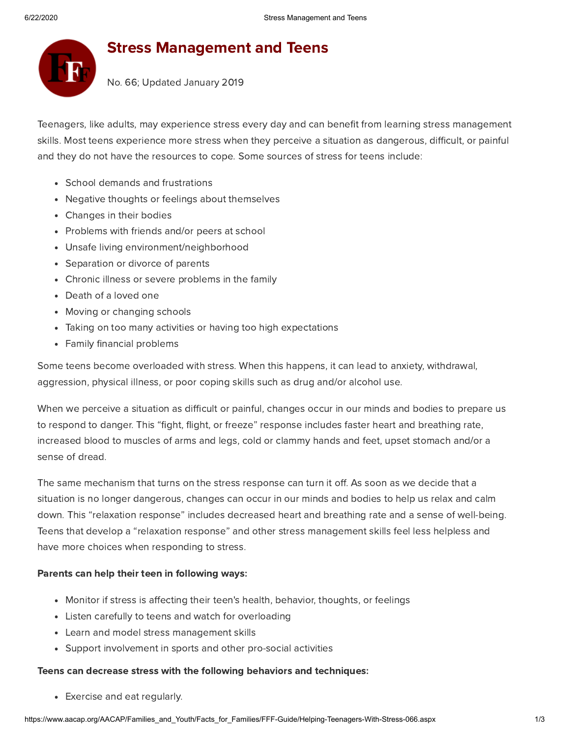# Stress Management and Teens

No. 66; Updated January 2019

Teenagers, like adults, may experience stress every day and can benefit from learning stress management skills. Most teens experience more stress when they perceive a situation as dangerous, difficult, or painful and they do not have the resources to cope. Some sources of stress for teens include:

- School demands and frustrations
- Negative thoughts or feelings about themselves
- Changes in their bodies
- Problems with friends and/or peers at school
- Unsafe living environment/neighborhood
- Separation or divorce of parents
- Chronic illness or severe problems in the family
- Death of a loved one
- Moving or changing schools
- Taking on too many activities or having too high expectations
- Family financial problems

Some teens become overloaded with stress. When this happens, it can lead to anxiety, withdrawal, aggression, physical illness, or poor coping skills such as drug and/or alcohol use.

When we perceive a situation as difficult or painful, changes occur in our minds and bodies to prepare us to respond to danger. This "fight, flight, or freeze" response includes faster heart and breathing rate, increased blood to muscles of arms and legs, cold or clammy hands and feet, upset stomach and/or a sense of dread.

The same mechanism that turns on the stress response can turn it off. As soon as we decide that a situation is no longer dangerous, changes can occur in our minds and bodies to help us relax and calm down. This "relaxation response" includes decreased heart and breathing rate and a sense of well-being. Teens that develop a "relaxation response" and other stress management skills feel less helpless and have more choices when responding to stress.

**Parents can help their teen in following ways:**

- Monitor if stress is affecting their teen's health, behavior, thoughts, or feelings
- Listen carefully to teens and watch for overloading
- Learn and model stress management skills
- Support involvement in sports and other pro-social activities

**Teens can decrease stress with the following behaviors and techniques:**

- Exercise and eat regularly.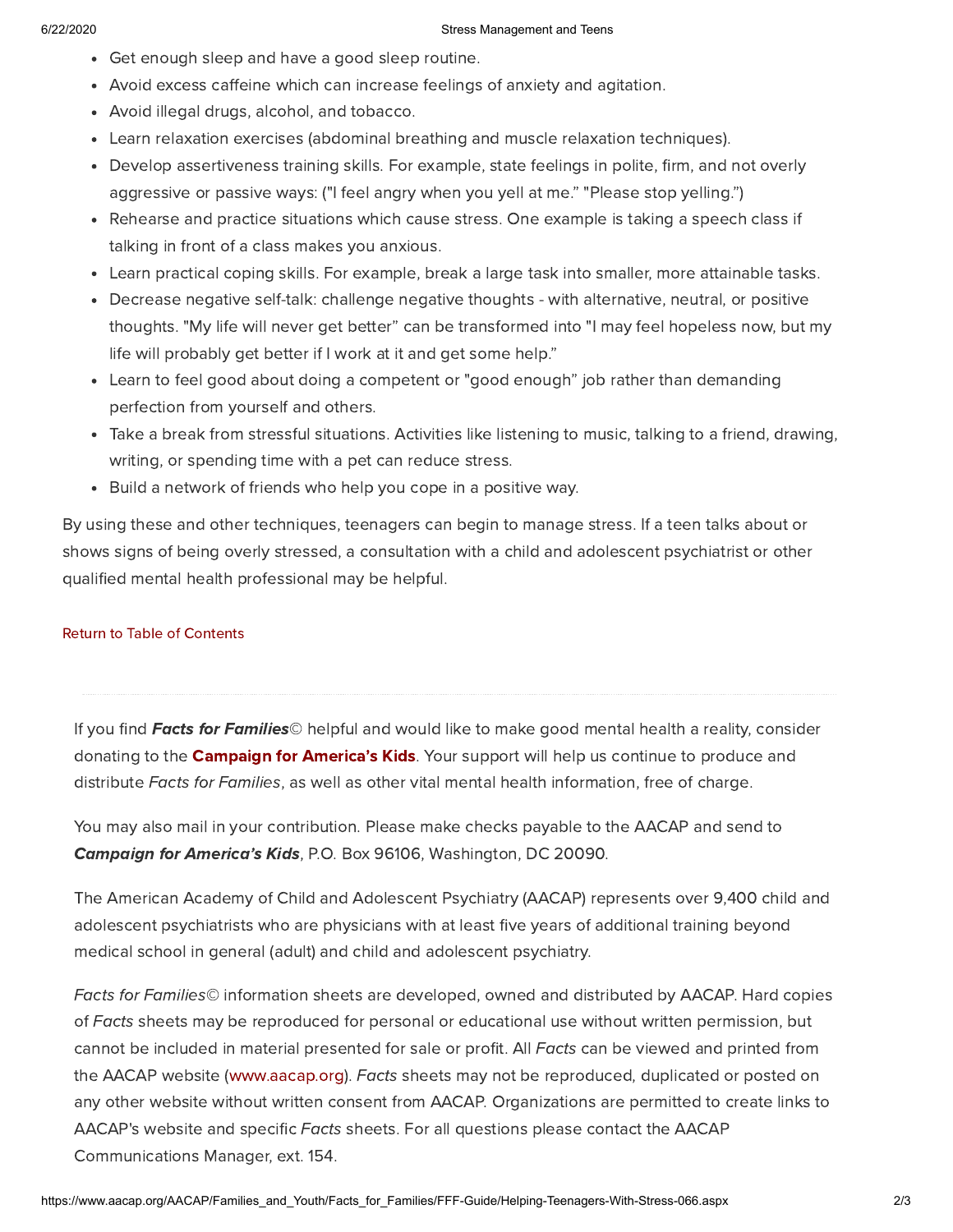- Get enough sleep and have a good sleep routine.
- Avoid excess caffeine which can increase feelings of anxiety and agitation.
- Avoid illegal drugs, alcohol, and tobacco.
- Learn relaxation exercises (abdominal breathing and muscle relaxation techniques).
- Develop assertiveness training skills. For example, state feelings in polite, firm, and not overly aggressive or passive ways: ("I feel angry when you yell at me." "Please stop yelling.")
- Rehearse and practice situations which cause stress. One example is taking a speech class if talking in front of a class makes you anxious.
- Learn practical coping skills. For example, break a large task into smaller, more attainable tasks.
- Decrease negative self-talk: challenge negative thoughts - with alternative, neutral, or positive thoughts. "My life will never get better" can be transformed into "I may feel hopeless now, but my life will probably get better if I work at it and get some help."
- Learn to feel good about doing a competent or "good enough" job rather than demanding perfection from yourself and others.
- Take a break from stressful situations. Activities like listening to music, talking to a friend, drawing, writing, or spending time with a pet can reduce stress.
- Build a network of friends who help you cope in a positive way.

By using these and other techniques, teenagers can begin to manage stress. If a teen talks about or shows signs of being overly stressed, a consultation with a child and adolescent psychiatrist or other qualified mental health professional may be helpful.

Return to Table of Contents

---

If you find ***Facts for Families***© helpful and would like to make good mental health a reality, consider donating to the **Campaign for America's Kids**. Your support will help us continue to produce and distribute *Facts for Families*, as well as other vital mental health information, free of charge.

You may also mail in your contribution. Please make checks payable to the AACAP and send to ***Campaign for America's Kids***, P.O. Box 96106, Washington, DC 20090.

The American Academy of Child and Adolescent Psychiatry (AACAP) represents over 9,400 child and adolescent psychiatrists who are physicians with at least five years of additional training beyond medical school in general (adult) and child and adolescent psychiatry.

*Facts for Families*© information sheets are developed, owned and distributed by AACAP. Hard copies of *Facts* sheets may be reproduced for personal or educational use without written permission, but cannot be included in material presented for sale or profit. All *Facts* can be viewed and printed from the AACAP website (www.aacap.org). *Facts* sheets may not be reproduced, duplicated or posted on any other website without written consent from AACAP. Organizations are permitted to create links to AACAP's website and specific *Facts* sheets. For all questions please contact the AACAP Communications Manager, ext. 154.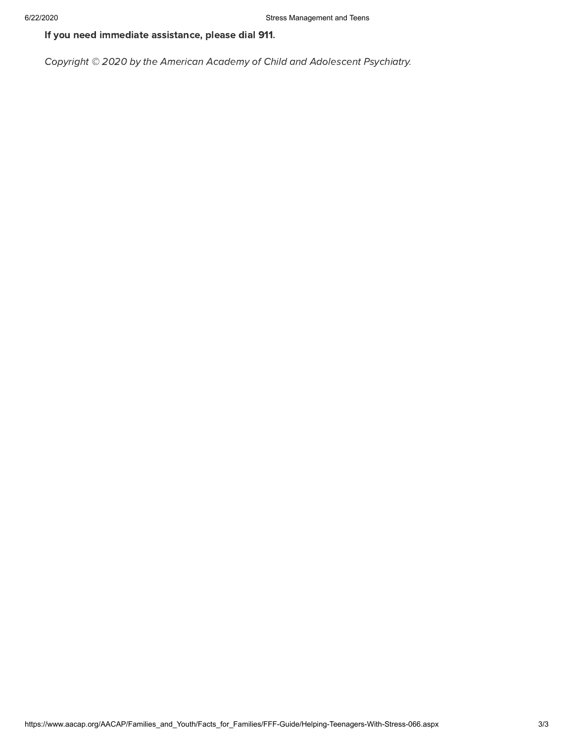**If you need immediate assistance, please dial 911.**

*Copyright © 2020 by the American Academy of Child and Adolescent Psychiatry.*